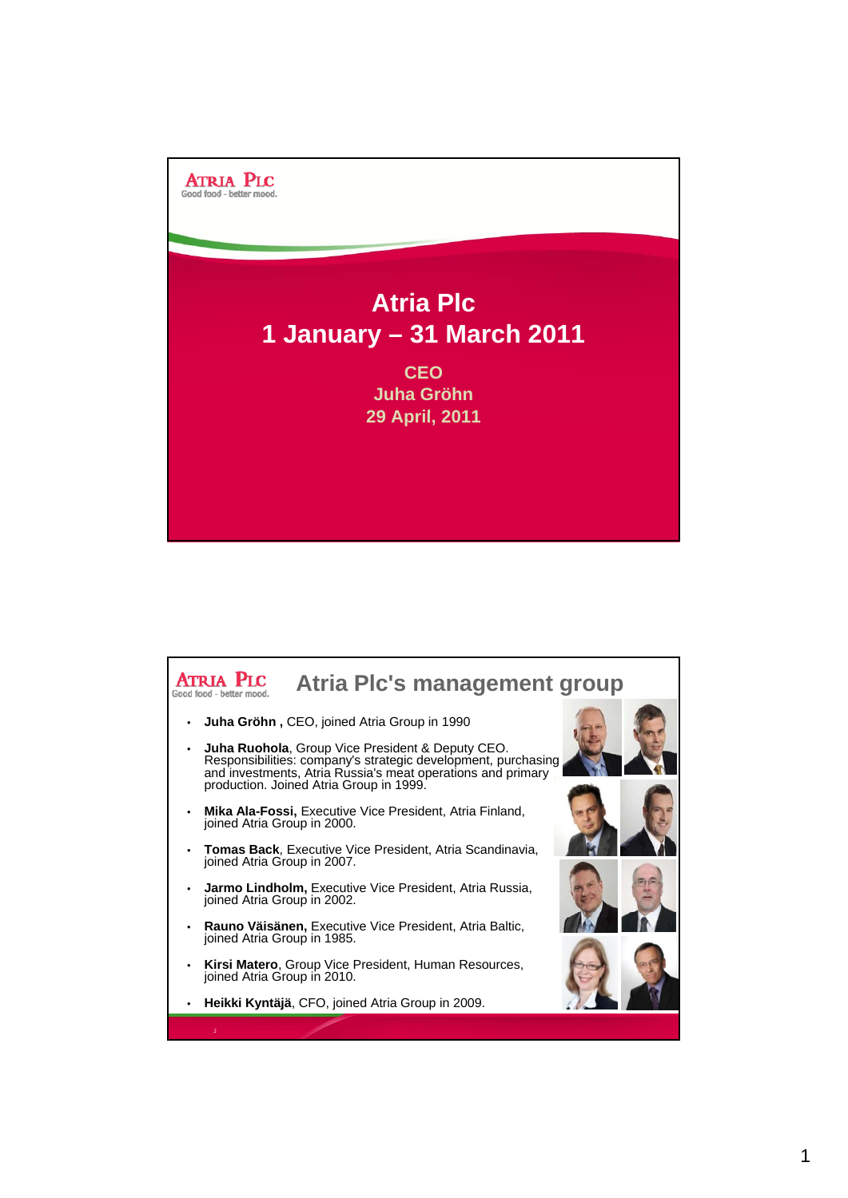ATRIA PLC
Good food - better mood.

# Atria Plc
# 1 January – 31 March 2011

**CEO**
**Juha Gröhn**
**29 April, 2011**

ATRIA PLC
Good food - better mood.

## Atria Plc's management group

- **Juha Gröhn ,** CEO, joined Atria Group in 1990
- **Juha Ruohola**, Group Vice President & Deputy CEO. Responsibilities: company's strategic development, purchasing and investments, Atria Russia's meat operations and primary production. Joined Atria Group in 1999.
- **Mika Ala-Fossi,** Executive Vice President, Atria Finland, joined Atria Group in 2000.
- **Tomas Back**, Executive Vice President, Atria Scandinavia, joined Atria Group in 2007.
- **Jarmo Lindholm,** Executive Vice President, Atria Russia, joined Atria Group in 2002.
- **Rauno Väisänen,** Executive Vice President, Atria Baltic, joined Atria Group in 1985.
- **Kirsi Matero**, Group Vice President, Human Resources, joined Atria Group in 2010.
- **Heikki Kyntäjä**, CFO, joined Atria Group in 2009.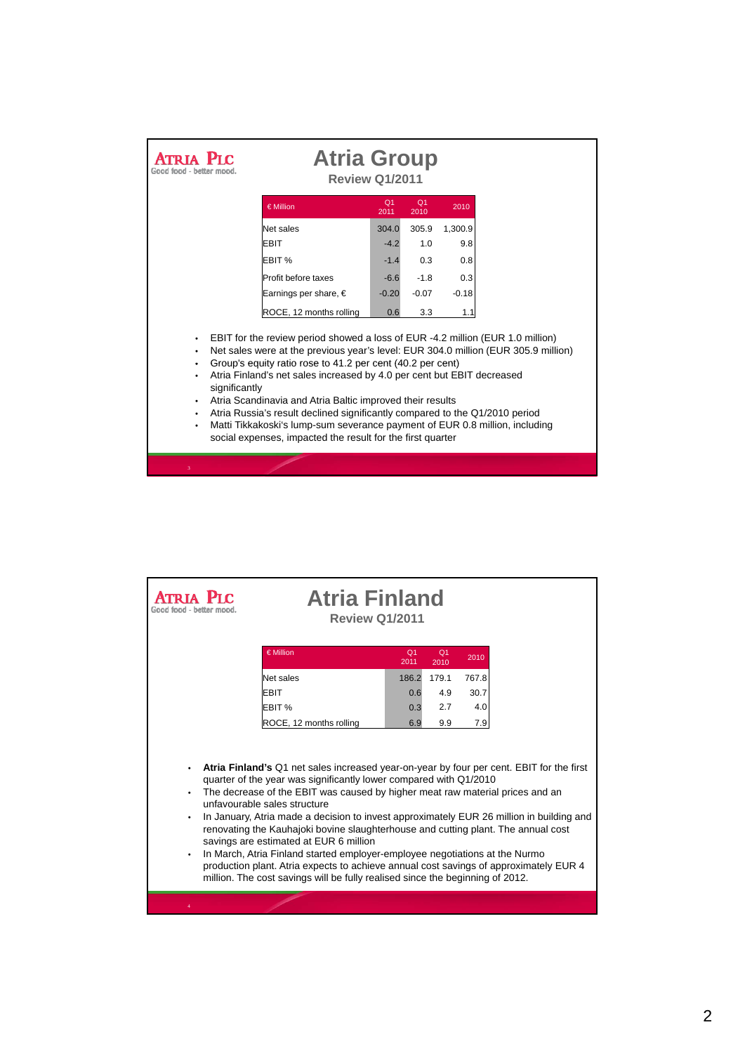ATRIA PLC
Good food - better mood.

# Atria Group

## Review Q1/2011

| € Million | Q1 2011 | Q1 2010 | 2010 |
|---|---|---|---|
| Net sales | 304.0 | 305.9 | 1,300.9 |
| EBIT | -4.2 | 1.0 | 9.8 |
| EBIT % | -1.4 | 0.3 | 0.8 |
| Profit before taxes | -6.6 | -1.8 | 0.3 |
| Earnings per share, € | -0.20 | -0.07 | -0.18 |
| ROCE, 12 months rolling | 0.6 | 3.3 | 1.1 |

- EBIT for the review period showed a loss of EUR -4.2 million (EUR 1.0 million)
- Net sales were at the previous year's level: EUR 304.0 million (EUR 305.9 million)
- Group's equity ratio rose to 41.2 per cent (40.2 per cent)
- Atria Finland's net sales increased by 4.0 per cent but EBIT decreased significantly
- Atria Scandinavia and Atria Baltic improved their results
- Atria Russia's result declined significantly compared to the Q1/2010 period
- Matti Tikkakoski's lump-sum severance payment of EUR 0.8 million, including social expenses, impacted the result for the first quarter

ATRIA PLC
Good food - better mood.

# Atria Finland

## Review Q1/2011

| € Million | Q1 2011 | Q1 2010 | 2010 |
|---|---|---|---|
| Net sales | 186.2 | 179.1 | 767.8 |
| EBIT | 0.6 | 4.9 | 30.7 |
| EBIT % | 0.3 | 2.7 | 4.0 |
| ROCE, 12 months rolling | 6.9 | 9.9 | 7.9 |

- **Atria Finland's** Q1 net sales increased year-on-year by four per cent. EBIT for the first quarter of the year was significantly lower compared with Q1/2010
- The decrease of the EBIT was caused by higher meat raw material prices and an unfavourable sales structure
- In January, Atria made a decision to invest approximately EUR 26 million in building and renovating the Kauhajoki bovine slaughterhouse and cutting plant. The annual cost savings are estimated at EUR 6 million
- In March, Atria Finland started employer-employee negotiations at the Nurmo production plant. Atria expects to achieve annual cost savings of approximately EUR 4 million. The cost savings will be fully realised since the beginning of 2012.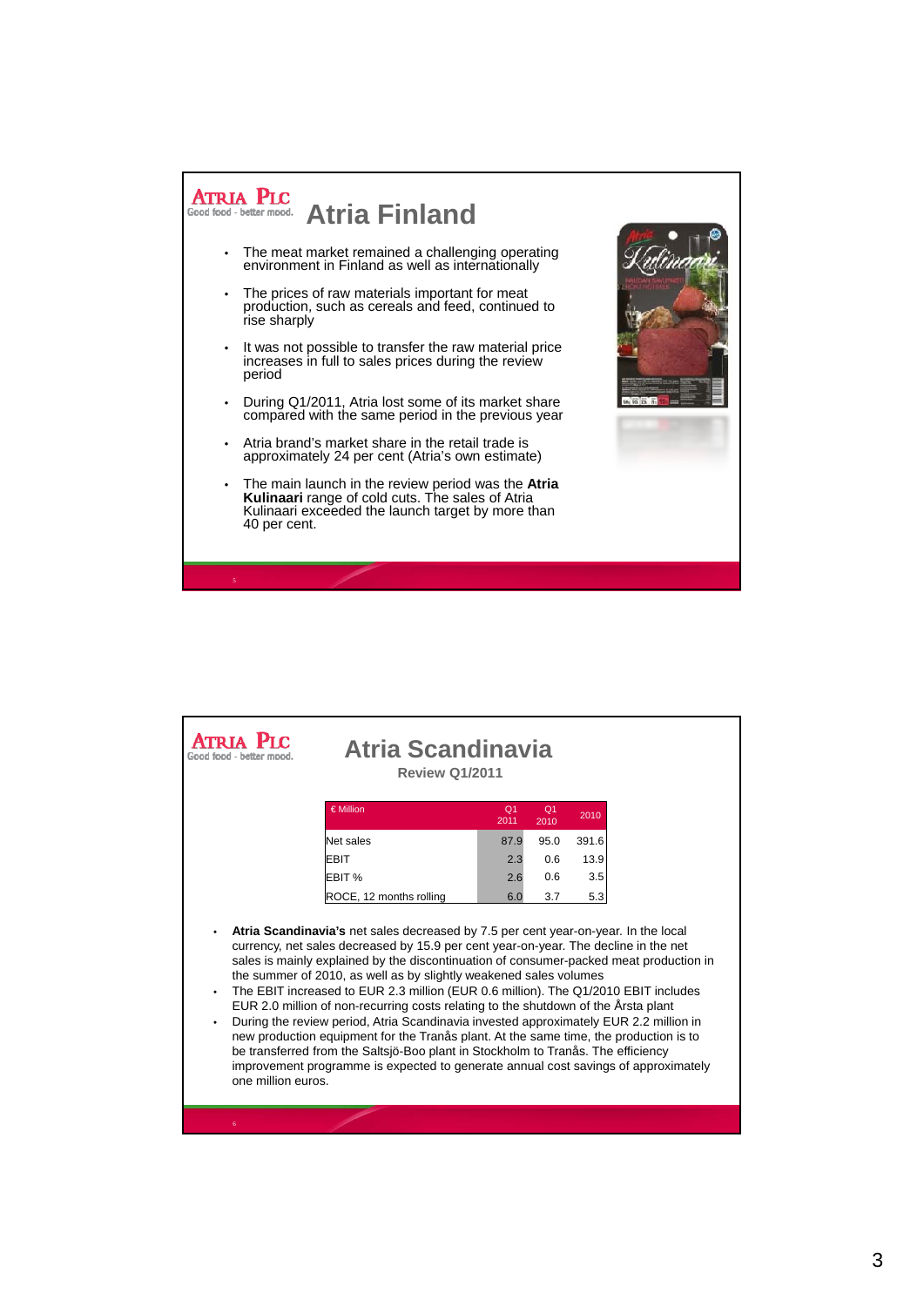# Atria Finland

- The meat market remained a challenging operating environment in Finland as well as internationally
- The prices of raw materials important for meat production, such as cereals and feed, continued to rise sharply
- It was not possible to transfer the raw material price increases in full to sales prices during the review period
- During Q1/2011, Atria lost some of its market share compared with the same period in the previous year
- Atria brand's market share in the retail trade is approximately 24 per cent (Atria's own estimate)
- The main launch in the review period was the **Atria Kulinaari** range of cold cuts. The sales of Atria Kulinaari exceeded the launch target by more than 40 per cent.

# Atria Scandinavia

## Review Q1/2011

| € Million | Q1 2011 | Q1 2010 | 2010 |
|---|---|---|---|
| Net sales | 87.9 | 95.0 | 391.6 |
| EBIT | 2.3 | 0.6 | 13.9 |
| EBIT % | 2.6 | 0.6 | 3.5 |
| ROCE, 12 months rolling | 6.0 | 3.7 | 5.3 |

- **Atria Scandinavia's** net sales decreased by 7.5 per cent year-on-year. In the local currency, net sales decreased by 15.9 per cent year-on-year. The decline in the net sales is mainly explained by the discontinuation of consumer-packed meat production in the summer of 2010, as well as by slightly weakened sales volumes
- The EBIT increased to EUR 2.3 million (EUR 0.6 million). The Q1/2010 EBIT includes EUR 2.0 million of non-recurring costs relating to the shutdown of the Årsta plant
- During the review period, Atria Scandinavia invested approximately EUR 2.2 million in new production equipment for the Tranås plant. At the same time, the production is to be transferred from the Saltsjö-Boo plant in Stockholm to Tranås. The efficiency improvement programme is expected to generate annual cost savings of approximately one million euros.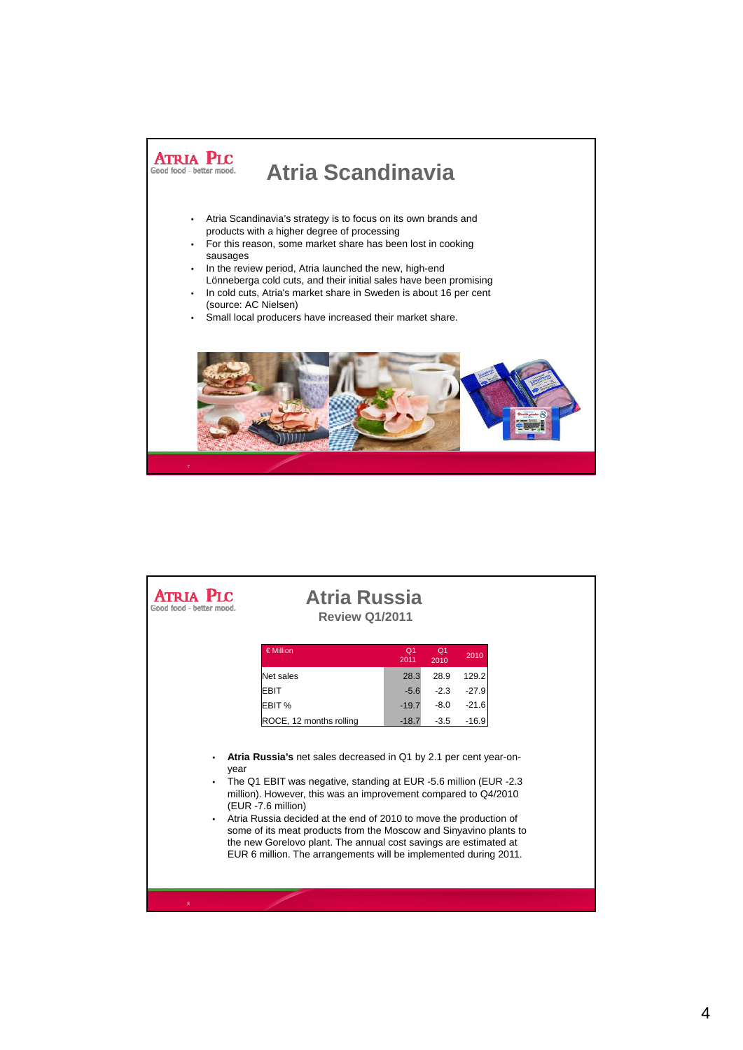# Atria Scandinavia

- Atria Scandinavia's strategy is to focus on its own brands and products with a higher degree of processing
- For this reason, some market share has been lost in cooking sausages
- In the review period, Atria launched the new, high-end Lönneberga cold cuts, and their initial sales have been promising
- In cold cuts, Atria's market share in Sweden is about 16 per cent (source: AC Nielsen)
- Small local producers have increased their market share.

# Atria Russia

## Review Q1/2011

| € Million | Q1 2011 | Q1 2010 | 2010 |
|---|---|---|---|
| Net sales | 28.3 | 28.9 | 129.2 |
| EBIT | -5.6 | -2.3 | -27.9 |
| EBIT % | -19.7 | -8.0 | -21.6 |
| ROCE, 12 months rolling | -18.7 | -3.5 | -16.9 |

- **Atria Russia's** net sales decreased in Q1 by 2.1 per cent year-on-year
- The Q1 EBIT was negative, standing at EUR -5.6 million (EUR -2.3 million). However, this was an improvement compared to Q4/2010 (EUR -7.6 million)
- Atria Russia decided at the end of 2010 to move the production of some of its meat products from the Moscow and Sinyavino plants to the new Gorelovo plant. The annual cost savings are estimated at EUR 6 million. The arrangements will be implemented during 2011.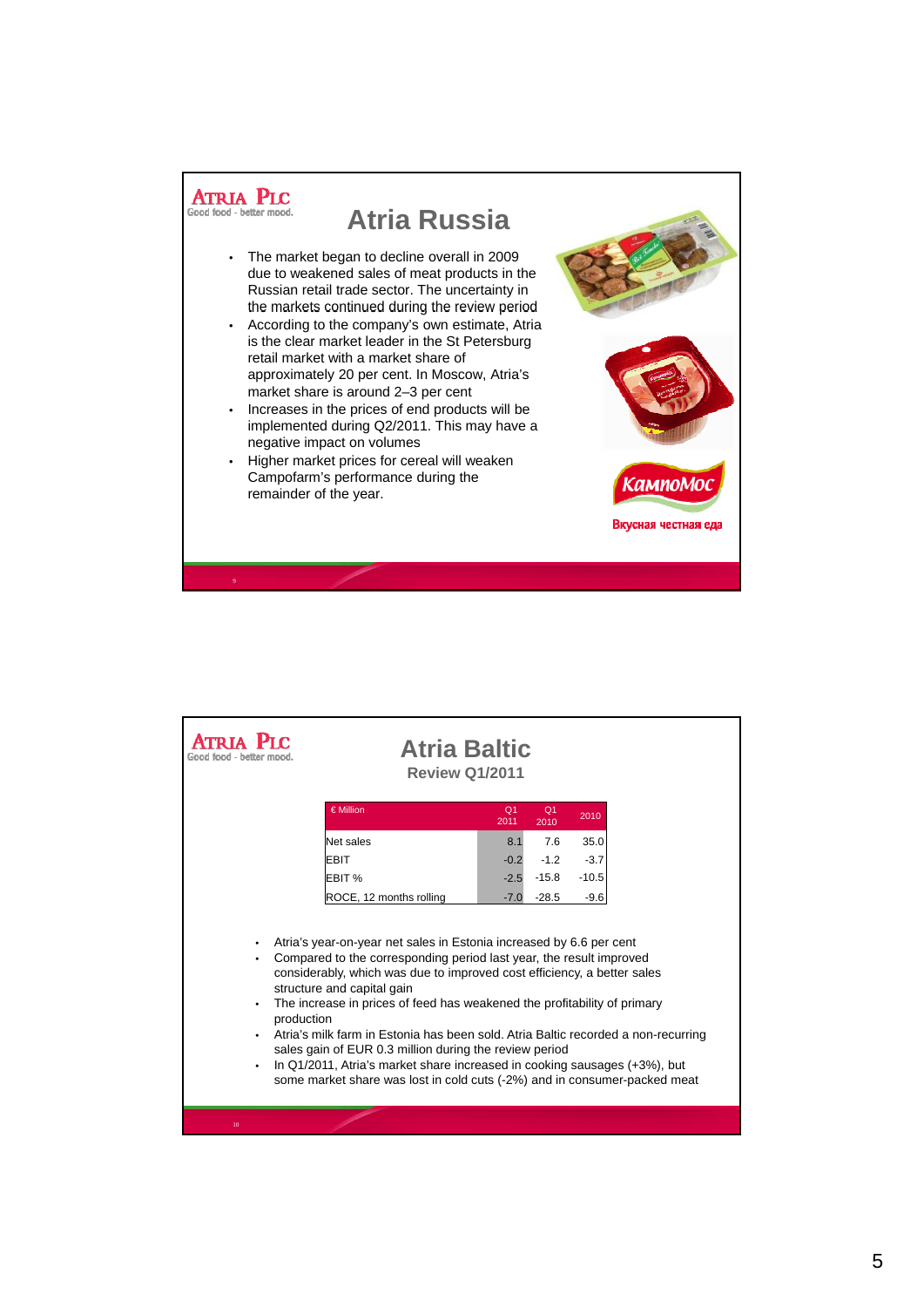## Atria Russia

- The market began to decline overall in 2009 due to weakened sales of meat products in the Russian retail trade sector. The uncertainty in the markets continued during the review period
- According to the company's own estimate, Atria is the clear market leader in the St Petersburg retail market with a market share of approximately 20 per cent. In Moscow, Atria's market share is around 2–3 per cent
- Increases in the prices of end products will be implemented during Q2/2011. This may have a negative impact on volumes
- Higher market prices for cereal will weaken Campofarm's performance during the remainder of the year.

КампоМос

Вкусная честная еда

## Atria Baltic

### Review Q1/2011

| € Million | Q1 2011 | Q1 2010 | 2010 |
|---|---|---|---|
| Net sales | 8.1 | 7.6 | 35.0 |
| EBIT | -0.2 | -1.2 | -3.7 |
| EBIT % | -2.5 | -15.8 | -10.5 |
| ROCE, 12 months rolling | -7.0 | -28.5 | -9.6 |

- Atria's year-on-year net sales in Estonia increased by 6.6 per cent
- Compared to the corresponding period last year, the result improved considerably, which was due to improved cost efficiency, a better sales structure and capital gain
- The increase in prices of feed has weakened the profitability of primary production
- Atria's milk farm in Estonia has been sold. Atria Baltic recorded a non-recurring sales gain of EUR 0.3 million during the review period
- In Q1/2011, Atria's market share increased in cooking sausages (+3%), but some market share was lost in cold cuts (-2%) and in consumer-packed meat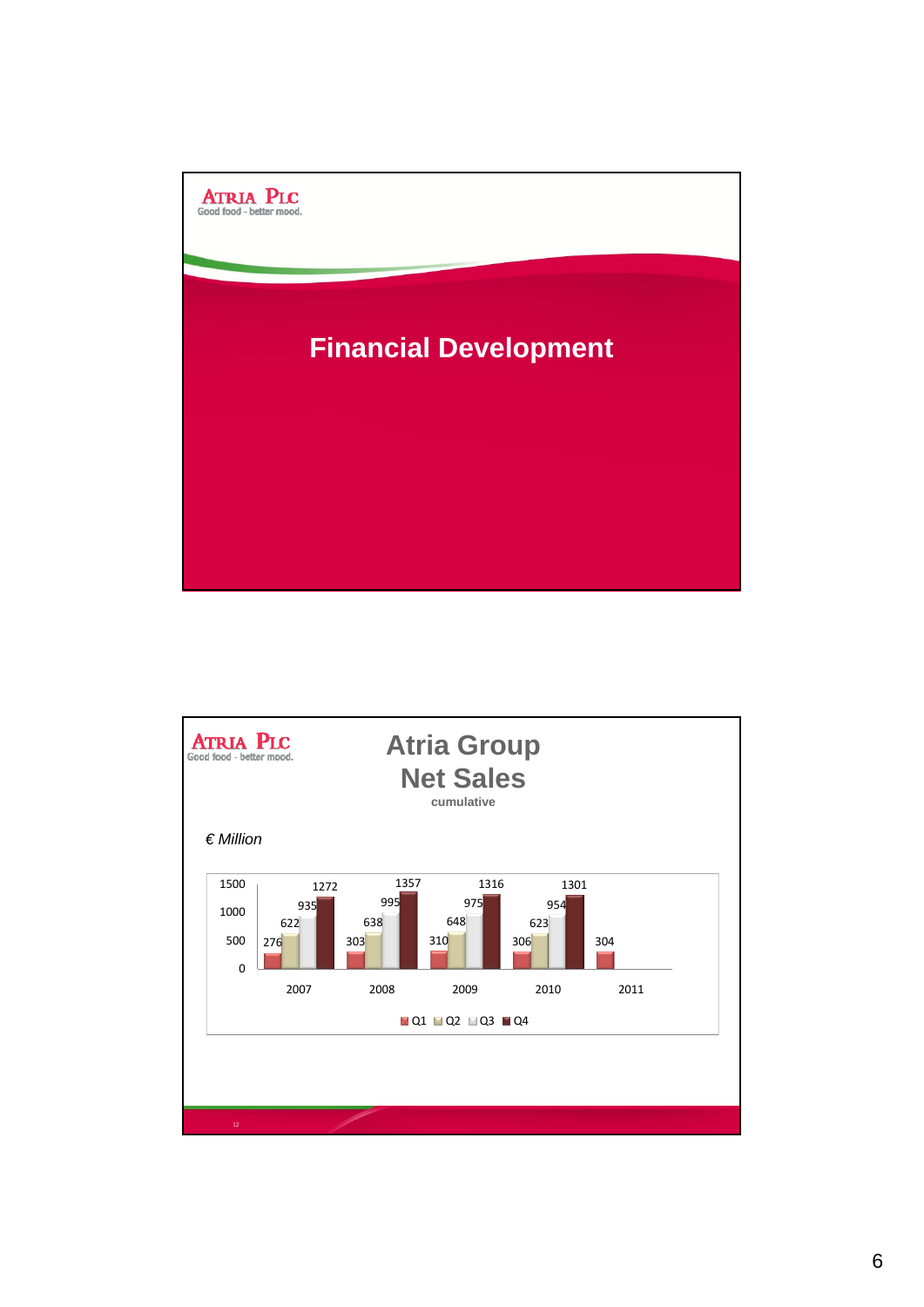ATRIA PLC
Good food - better mood.

# Financial Development

ATRIA PLC
Good food - better mood.

## Atria Group Net Sales

cumulative

*€ Million*

| | Q1 | Q2 | Q3 | Q4 |
|---|---|---|---|---|
| 2007 | 276 | 622 | 935 | 1272 |
| 2008 | 303 | 638 | 995 | 1357 |
| 2009 | 310 | 648 | 975 | 1316 |
| 2010 | 306 | 623 | 954 | 1301 |
| 2011 | 304 | | | |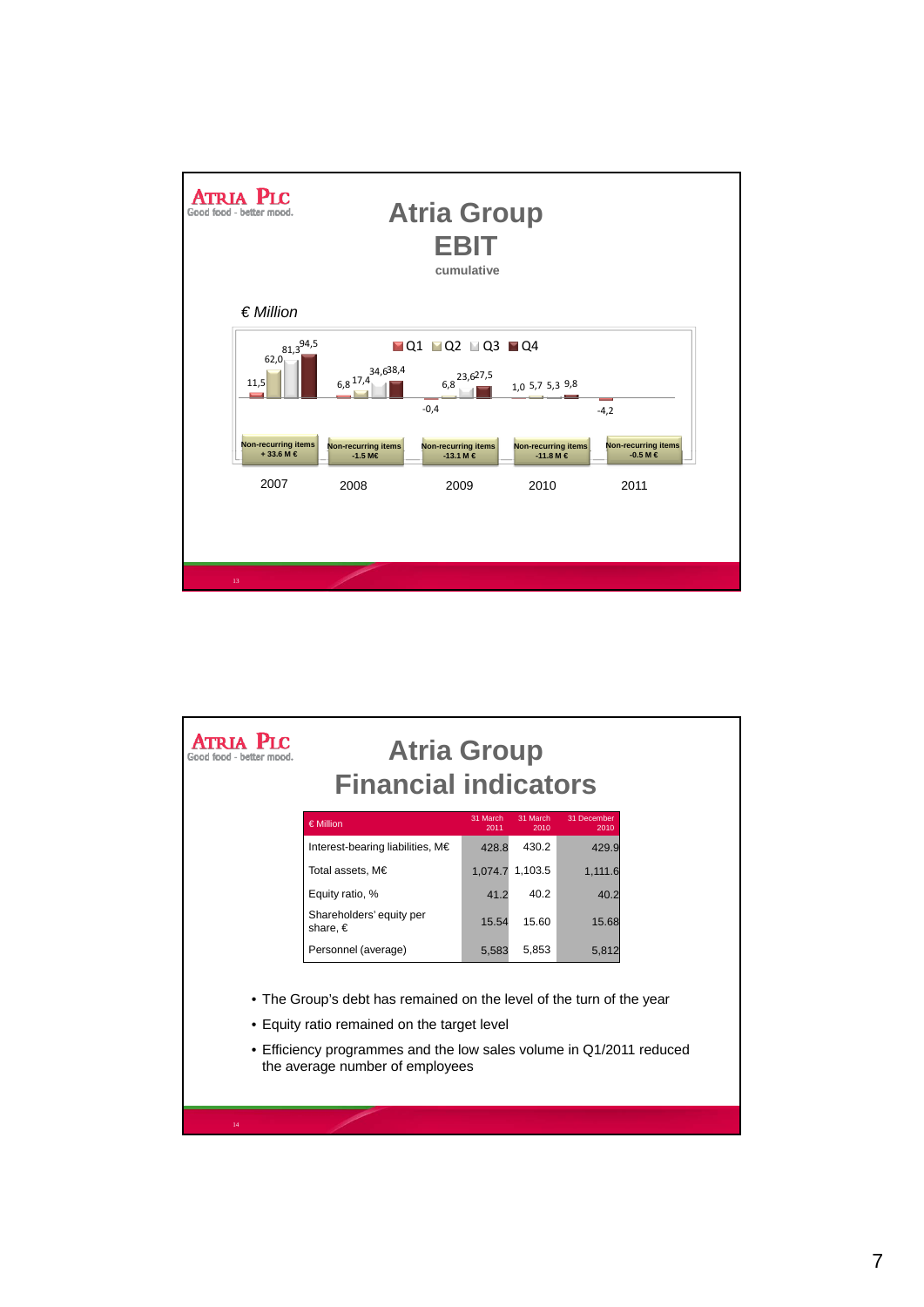# Atria Group
## EBIT
cumulative

*€ Million*

Q1 Q2 Q3 Q4

| Year | Q1 | Q2 | Q3 | Q4 | Non-recurring items |
|---|---|---|---|---|---|
| 2007 | 11,5 | 62,0 | 81,3 | 94,5 | + 33.6 M € |
| 2008 | 6,8 | 17,4 | 34,6 | 38,4 | -1.5 M€ |
| 2009 | -0,4 | 6,8 | 23,6 | 27,5 | -13.1 M € |
| 2010 | 1,0 | 5,7 | 5,3 | 9,8 | -11.8 M € |
| 2011 | -4,2 | | | | -0.5 M € |

# Atria Group
## Financial indicators

| € Million | 31 March 2011 | 31 March 2010 | 31 December 2010 |
|---|---|---|---|
| Interest-bearing liabilities, M€ | 428.8 | 430.2 | 429.9 |
| Total assets, M€ | 1,074.7 | 1,103.5 | 1,111.6 |
| Equity ratio, % | 41.2 | 40.2 | 40.2 |
| Shareholders' equity per share, € | 15.54 | 15.60 | 15.68 |
| Personnel (average) | 5,583 | 5,853 | 5,812 |

- The Group's debt has remained on the level of the turn of the year
- Equity ratio remained on the target level
- Efficiency programmes and the low sales volume in Q1/2011 reduced the average number of employees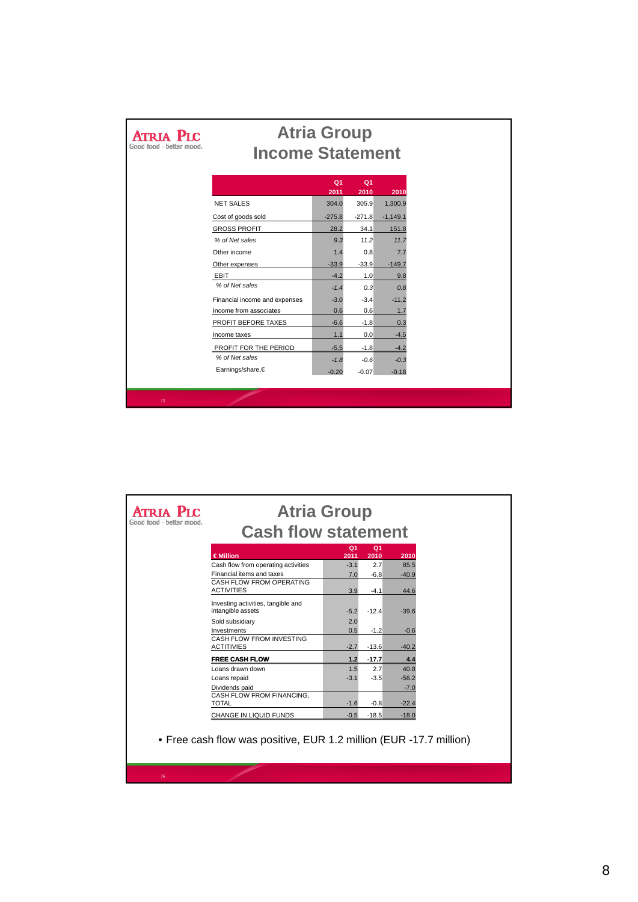**ATRIA PLC**
Good food - better mood.

# Atria Group
## Income Statement

| | Q1 2011 | Q1 2010 | 2010 |
|---|---|---|---|
| NET SALES | 304.0 | 305.9 | 1,300.9 |
| Cost of goods sold | -275.8 | -271.8 | -1,149.1 |
| GROSS PROFIT | 28.2 | 34.1 | 151.8 |
| *% of Net sales* | *9.3* | *11.2* | *11.7* |
| Other income | 1.4 | 0.8 | 7.7 |
| Other expenses | -33.9 | -33.9 | -149.7 |
| EBIT | -4.2 | 1.0 | 9.8 |
| *% of Net sales* | *-1.4* | *0.3* | *0.8* |
| Financial income and expenses | -3.0 | -3.4 | -11.2 |
| Income from associates | 0.6 | 0.6 | 1.7 |
| PROFIT BEFORE TAXES | -6.6 | -1.8 | 0.3 |
| Income taxes | 1.1 | 0.0 | -4.5 |
| PROFIT FOR THE PERIOD | -5.5 | -1.8 | -4.2 |
| *% of Net sales* | *-1.8* | *-0.6* | *-0.3* |
| Earnings/share,€ | -0.20 | -0.07 | -0.18 |

**ATRIA PLC**
Good food - better mood.

# Atria Group
## Cash flow statement

| € Million | Q1 2011 | Q1 2010 | 2010 |
|---|---|---|---|
| Cash flow from operating activities | -3.1 | 2.7 | 85.5 |
| Financial items and taxes | 7.0 | -6.8 | -40.9 |
| CASH FLOW FROM OPERATING ACTIVITIES | 3.9 | -4.1 | 44.6 |
| Investing activities, tangible and intangible assets | -5.2 | -12.4 | -39.6 |
| Sold subsidiary | 2.0 | | |
| Investments | 0.5 | -1.2 | -0.6 |
| CASH FLOW FROM INVESTING ACTITIVIES | -2.7 | -13.6 | -40.2 |
| **FREE CASH FLOW** | **1.2** | **-17.7** | **4.4** |
| Loans drawn down | 1.5 | 2.7 | 40.8 |
| Loans repaid | -3.1 | -3.5 | -56.2 |
| Dividends paid | | | -7.0 |
| CASH FLOW FROM FINANCING, TOTAL | -1.6 | -0.8 | -22.4 |
| CHANGE IN LIQUID FUNDS | -0.5 | -18.5 | -18.0 |

- Free cash flow was positive, EUR 1.2 million (EUR -17.7 million)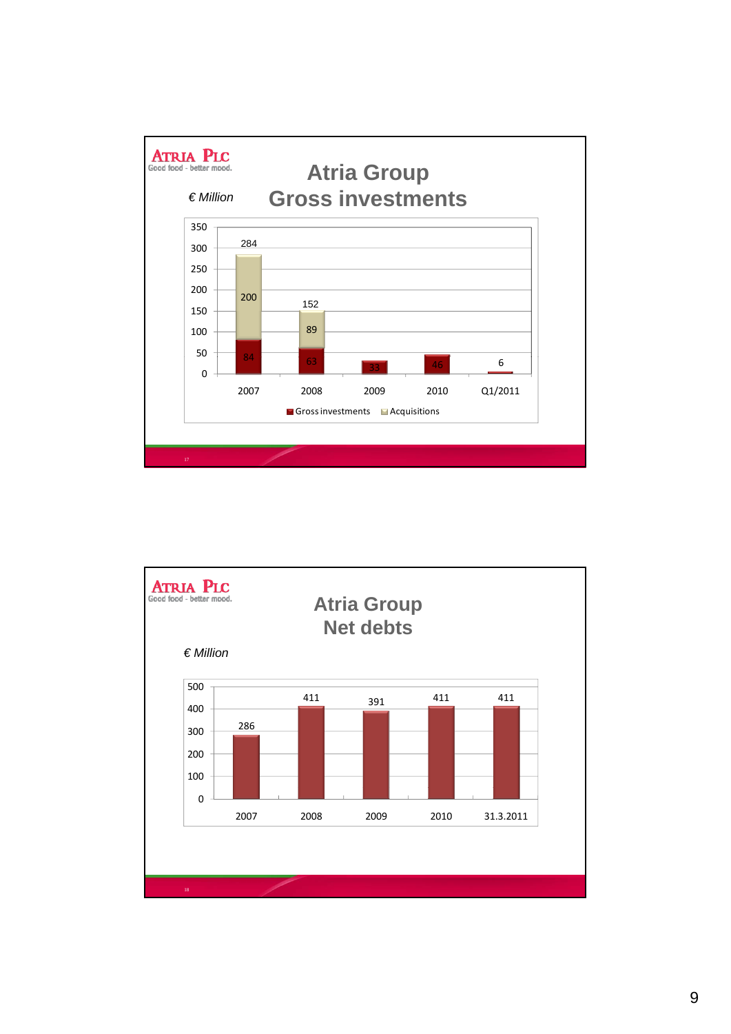ATRIA PLC
Good food - better mood.

# Atria Group
# Gross investments

*€ Million*

| | 2007 | 2008 | 2009 | 2010 | Q1/2011 |
|---|---|---|---|---|---|
| Gross investments | 84 | 63 | 33 | 46 | 6 |
| Acquisitions | 200 | 89 | | | |
| Total | 284 | 152 | 33 | 46 | 6 |

ATRIA PLC
Good food - better mood.

# Atria Group
# Net debts

*€ Million*

| 2007 | 2008 | 2009 | 2010 | 31.3.2011 |
|---|---|---|---|---|
| 286 | 411 | 391 | 411 | 411 |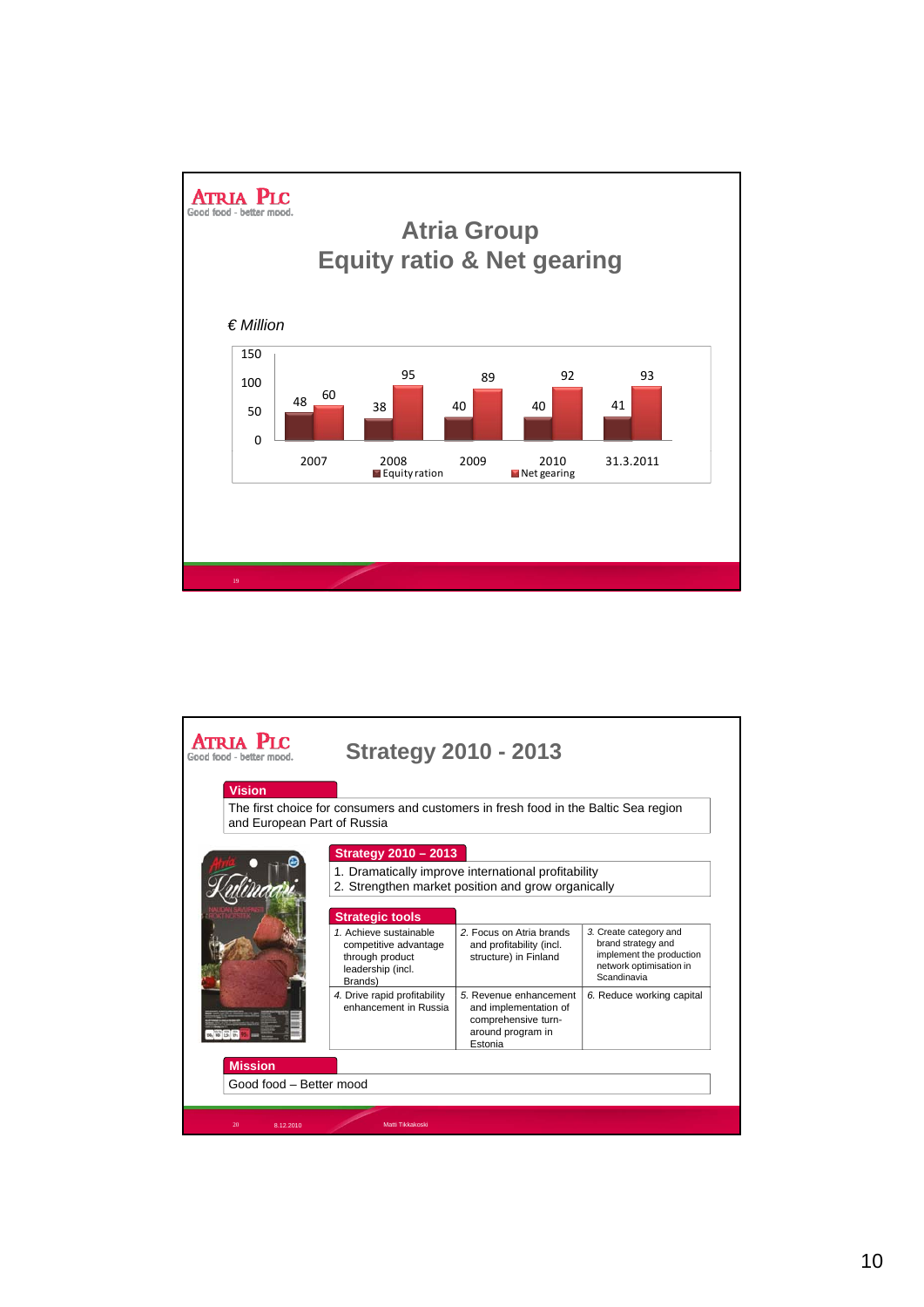ATRIA PLC
Good food - better mood.

## Atria Group
## Equity ratio & Net gearing

*€ Million*

| | 2007 | 2008 | 2009 | 2010 | 31.3.2011 |
|---|---|---|---|---|---|
| Equity ration | 48 | 38 | 40 | 40 | 41 |
| Net gearing | 60 | 95 | 89 | 92 | 93 |

---

ATRIA PLC
Good food - better mood.

## Strategy 2010 - 2013

**Vision**

The first choice for consumers and customers in fresh food in the Baltic Sea region and European Part of Russia

**Strategy 2010 – 2013**

1. Dramatically improve international profitability
2. Strengthen market position and grow organically

**Strategic tools**

| | | |
|---|---|---|
| 1. Achieve sustainable competitive advantage through product leadership (incl. Brands) | 2. Focus on Atria brands and profitability (incl. structure) in Finland | 3. Create category and brand strategy and implement the production network optimisation in Scandinavia |
| 4. Drive rapid profitability enhancement in Russia | 5. Revenue enhancement and implementation of comprehensive turn-around program in Estonia | 6. Reduce working capital |

**Mission**

Good food – Better mood

8.12.2010 Matti Tikkakoski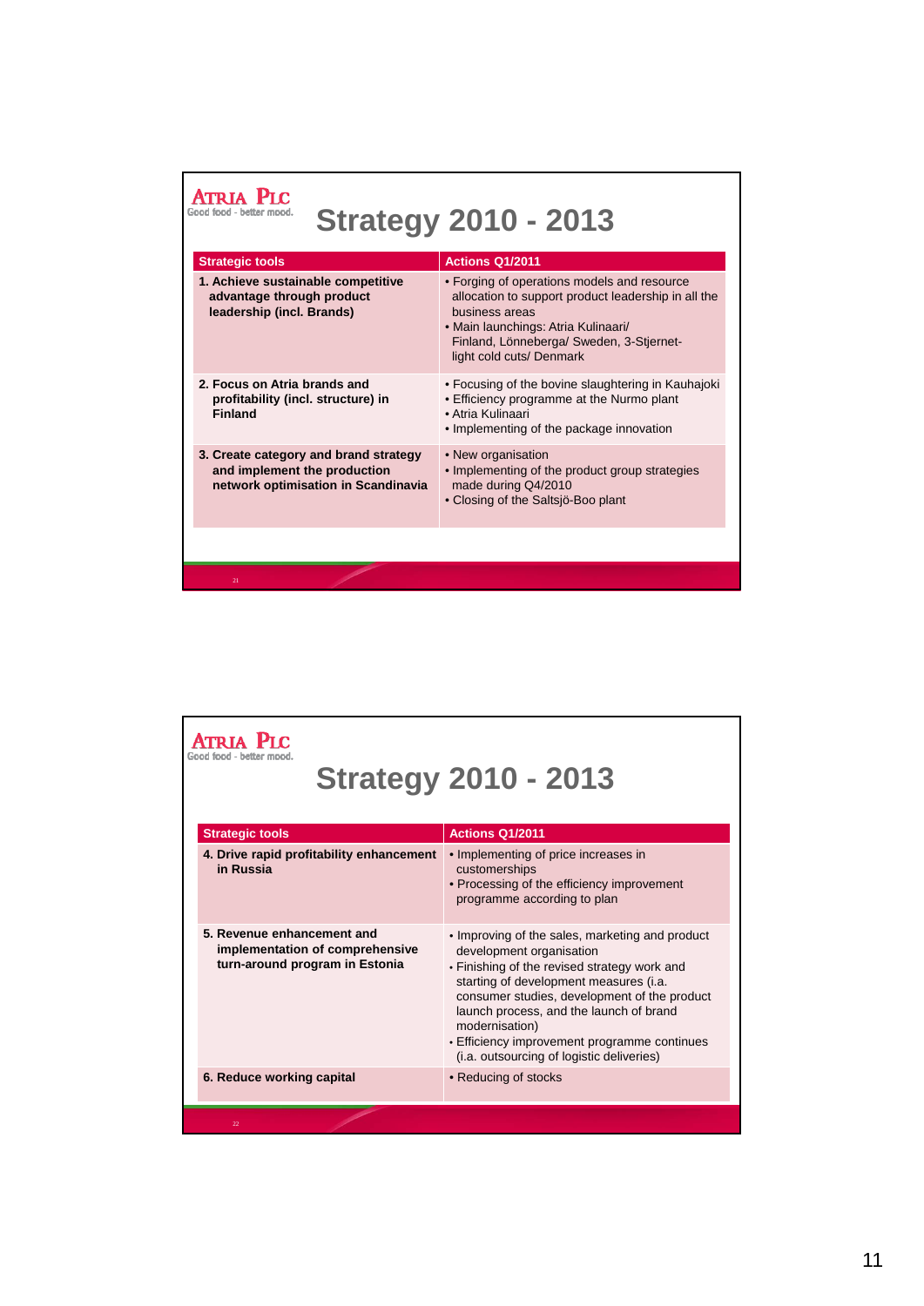ATRIA PLC
Good food - better mood.

# Strategy 2010 - 2013

| Strategic tools | Actions Q1/2011 |
|---|---|
| 1. Achieve sustainable competitive advantage through product leadership (incl. Brands) | • Forging of operations models and resource allocation to support product leadership in all the business areas<br>• Main launchings: Atria Kulinaari/ Finland, Lönneberga/ Sweden, 3-Stjernet-light cold cuts/ Denmark |
| 2. Focus on Atria brands and profitability (incl. structure) in Finland | • Focusing of the bovine slaughtering in Kauhajoki<br>• Efficiency programme at the Nurmo plant<br>• Atria Kulinaari<br>• Implementing of the package innovation |
| 3. Create category and brand strategy and implement the production network optimisation in Scandinavia | • New organisation<br>• Implementing of the product group strategies made during Q4/2010<br>• Closing of the Saltsjö-Boo plant |

ATRIA PLC
Good food - better mood.

# Strategy 2010 - 2013

| Strategic tools | Actions Q1/2011 |
|---|---|
| 4. Drive rapid profitability enhancement in Russia | • Implementing of price increases in customerships<br>• Processing of the efficiency improvement programme according to plan |
| 5. Revenue enhancement and implementation of comprehensive turn-around program in Estonia | • Improving of the sales, marketing and product development organisation<br>• Finishing of the revised strategy work and starting of development measures (i.a. consumer studies, development of the product launch process, and the launch of brand modernisation)<br>• Efficiency improvement programme continues (i.a. outsourcing of logistic deliveries) |
| 6. Reduce working capital | • Reducing of stocks |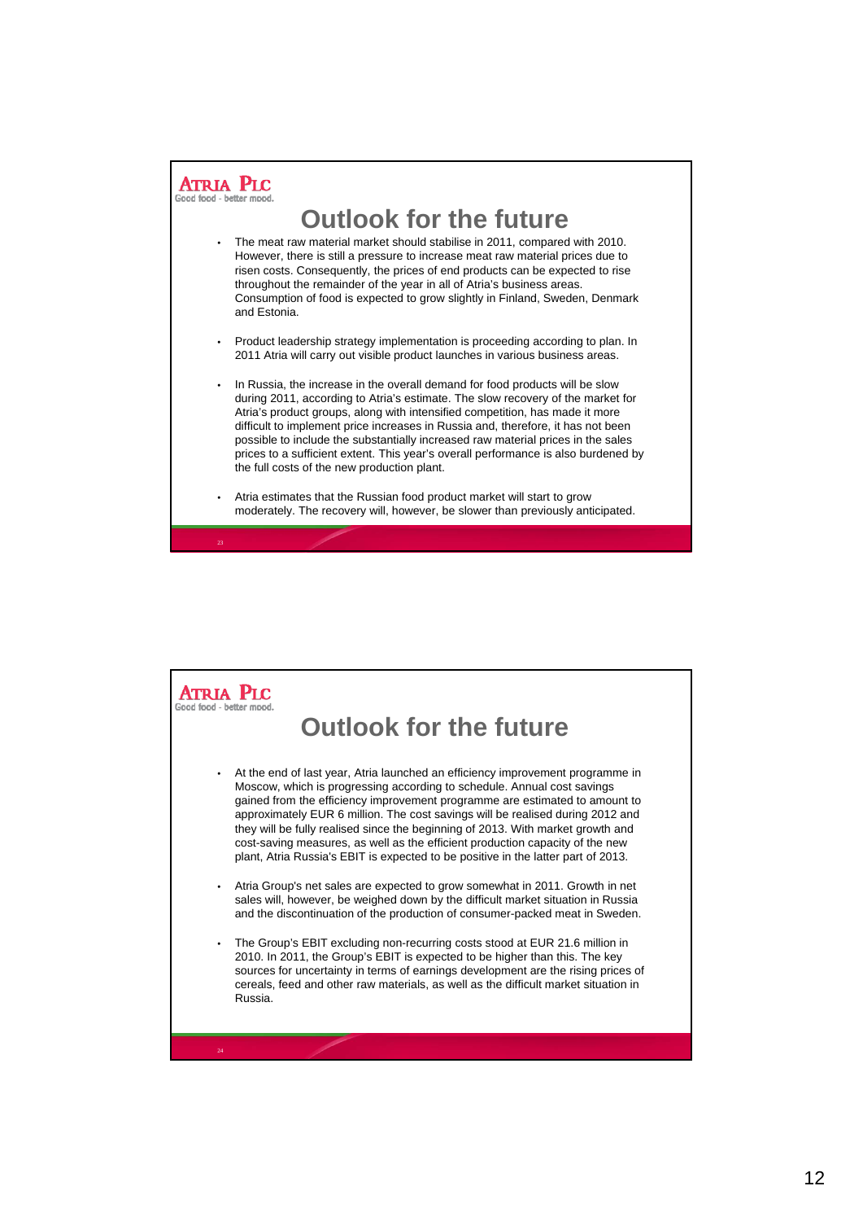**ATRIA PLC**
Good food - better mood.

# Outlook for the future

- The meat raw material market should stabilise in 2011, compared with 2010. However, there is still a pressure to increase meat raw material prices due to risen costs. Consequently, the prices of end products can be expected to rise throughout the remainder of the year in all of Atria's business areas. Consumption of food is expected to grow slightly in Finland, Sweden, Denmark and Estonia.
- Product leadership strategy implementation is proceeding according to plan. In 2011 Atria will carry out visible product launches in various business areas.
- In Russia, the increase in the overall demand for food products will be slow during 2011, according to Atria's estimate. The slow recovery of the market for Atria's product groups, along with intensified competition, has made it more difficult to implement price increases in Russia and, therefore, it has not been possible to include the substantially increased raw material prices in the sales prices to a sufficient extent. This year's overall performance is also burdened by the full costs of the new production plant.
- Atria estimates that the Russian food product market will start to grow moderately. The recovery will, however, be slower than previously anticipated.

**ATRIA PLC**
Good food - better mood.

# Outlook for the future

- At the end of last year, Atria launched an efficiency improvement programme in Moscow, which is progressing according to schedule. Annual cost savings gained from the efficiency improvement programme are estimated to amount to approximately EUR 6 million. The cost savings will be realised during 2012 and they will be fully realised since the beginning of 2013. With market growth and cost-saving measures, as well as the efficient production capacity of the new plant, Atria Russia's EBIT is expected to be positive in the latter part of 2013.
- Atria Group's net sales are expected to grow somewhat in 2011. Growth in net sales will, however, be weighed down by the difficult market situation in Russia and the discontinuation of the production of consumer-packed meat in Sweden.
- The Group's EBIT excluding non-recurring costs stood at EUR 21.6 million in 2010. In 2011, the Group's EBIT is expected to be higher than this. The key sources for uncertainty in terms of earnings development are the rising prices of cereals, feed and other raw materials, as well as the difficult market situation in Russia.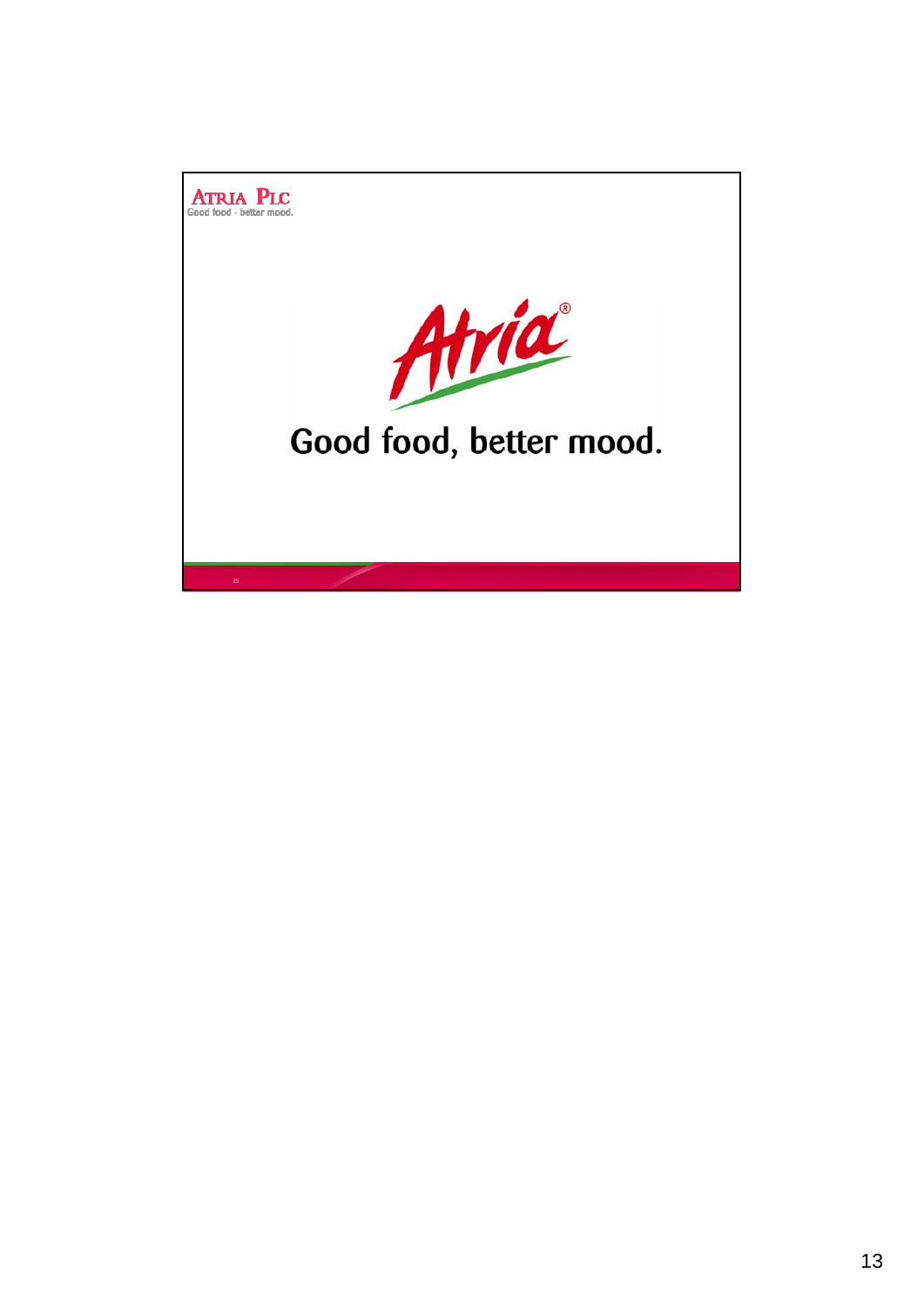ATRIA PLC
Good food - better mood.

Atria®

Good food, better mood.